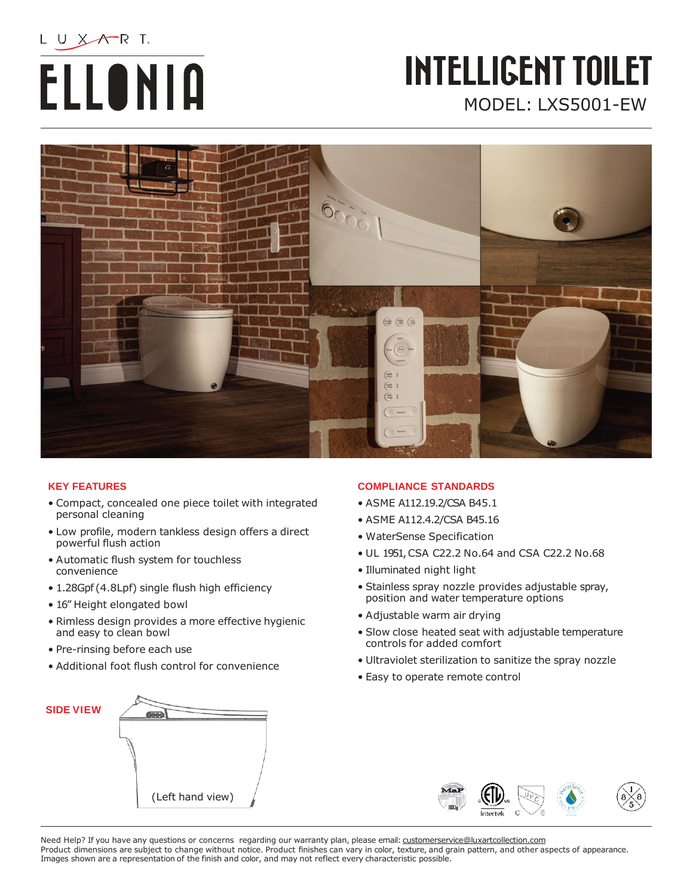LUXART.

# ELLONIA

# INTELLIGENT TOILET

MODEL: LXS5001-EW

## KEY FEATURES

- Compact, concealed one piece toilet with integrated personal cleaning
- Low profile, modern tankless design offers a direct powerful flush action
- Automatic flush system for touchless convenience
- 1.28Gpf (4.8Lpf) single flush high efficiency
- 16" Height elongated bowl
- Rimless design provides a more effective hygienic and easy to clean bowl
- Pre-rinsing before each use
- Additional foot flush control for convenience

## COMPLIANCE STANDARDS

- ASME A112.19.2/CSA B45.1
- ASME A112.4.2/CSA B45.16
- WaterSense Specification
- UL 1951, CSA C22.2 No.64 and CSA C22.2 No.68
- Illuminated night light
- Stainless spray nozzle provides adjustable spray, position and water temperature options
- Adjustable warm air drying
- Slow close heated seat with adjustable temperature controls for added comfort
- Ultraviolet sterilization to sanitize the spray nozzle
- Easy to operate remote control

## SIDE VIEW

(Left hand view)

Need Help? If you have any questions or concerns regarding our warranty plan, please email: customerservice@luxartcollection.com
Product dimensions are subject to change without notice. Product finishes can vary in color, texture, and grain pattern, and other aspects of appearance. Images shown are a representation of the finish and color, and may not reflect every characteristic possible.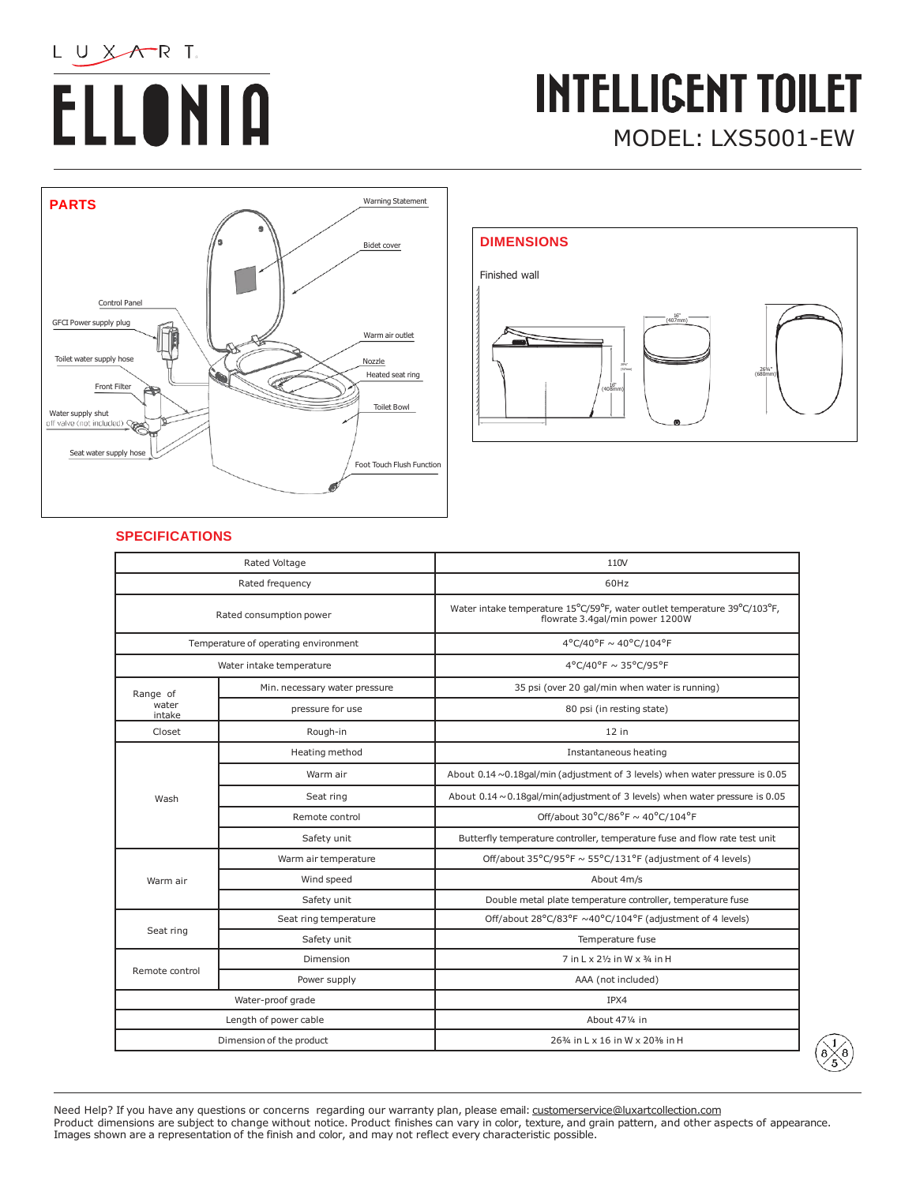LUXART

# ELLONIA

# INTELLIGENT TOILET

MODEL: LXS5001-EW

## PARTS

Warning Statement
Bidet cover
Control Panel
GFCI Power supply plug
Warm air outlet
Toilet water supply hose
Nozzle
Heated seat ring
Front Filter
Toilet Bowl
Water supply shut off valve (not included)
Seat water supply hose
Foot Touch Flush Function

## DIMENSIONS

Finished wall

16" (407mm)
16" (408mm)
20⅜" (517mm)
26¾" (680mm)

## SPECIFICATIONS

| | | |
|---|---|---|
| Rated Voltage | | 110V |
| Rated frequency | | 60Hz |
| Rated consumption power | | Water intake temperature 15°C/59°F, water outlet temperature 39°C/103°F, flowrate 3.4gal/min power 1200W |
| Temperature of operating environment | | 4°C/40°F ~ 40°C/104°F |
| Water intake temperature | | 4°C/40°F ~ 35°C/95°F |
| Range of water intake | Min. necessary water pressure | 35 psi (over 20 gal/min when water is running) |
| | pressure for use | 80 psi (in resting state) |
| Closet | Rough-in | 12 in |
| Wash | Heating method | Instantaneous heating |
| | Warm air | About 0.14 ~0.18gal/min (adjustment of 3 levels) when water pressure is 0.05 |
| | Seat ring | About 0.14 ~ 0.18gal/min(adjustment of 3 levels) when water pressure is 0.05 |
| | Remote control | Off/about 30°C/86°F ~ 40°C/104°F |
| | Safety unit | Butterfly temperature controller, temperature fuse and flow rate test unit |
| Warm air | Warm air temperature | Off/about 35°C/95°F ~ 55°C/131°F (adjustment of 4 levels) |
| | Wind speed | About 4m/s |
| | Safety unit | Double metal plate temperature controller, temperature fuse |
| Seat ring | Seat ring temperature | Off/about 28°C/83°F ~40°C/104°F (adjustment of 4 levels) |
| | Safety unit | Temperature fuse |
| Remote control | Dimension | 7 in L x 2½ in W x ¾ in H |
| | Power supply | AAA (not included) |
| Water-proof grade | | IPX4 |
| Length of power cable | | About 47¼ in |
| Dimension of the product | | 26¾ in L x 16 in W x 20⅜ in H |

Need Help? If you have any questions or concerns regarding our warranty plan, please email: customerservice@luxartcollection.com
Product dimensions are subject to change without notice. Product finishes can vary in color, texture, and grain pattern, and other aspects of appearance. Images shown are a representation of the finish and color, and may not reflect every characteristic possible.